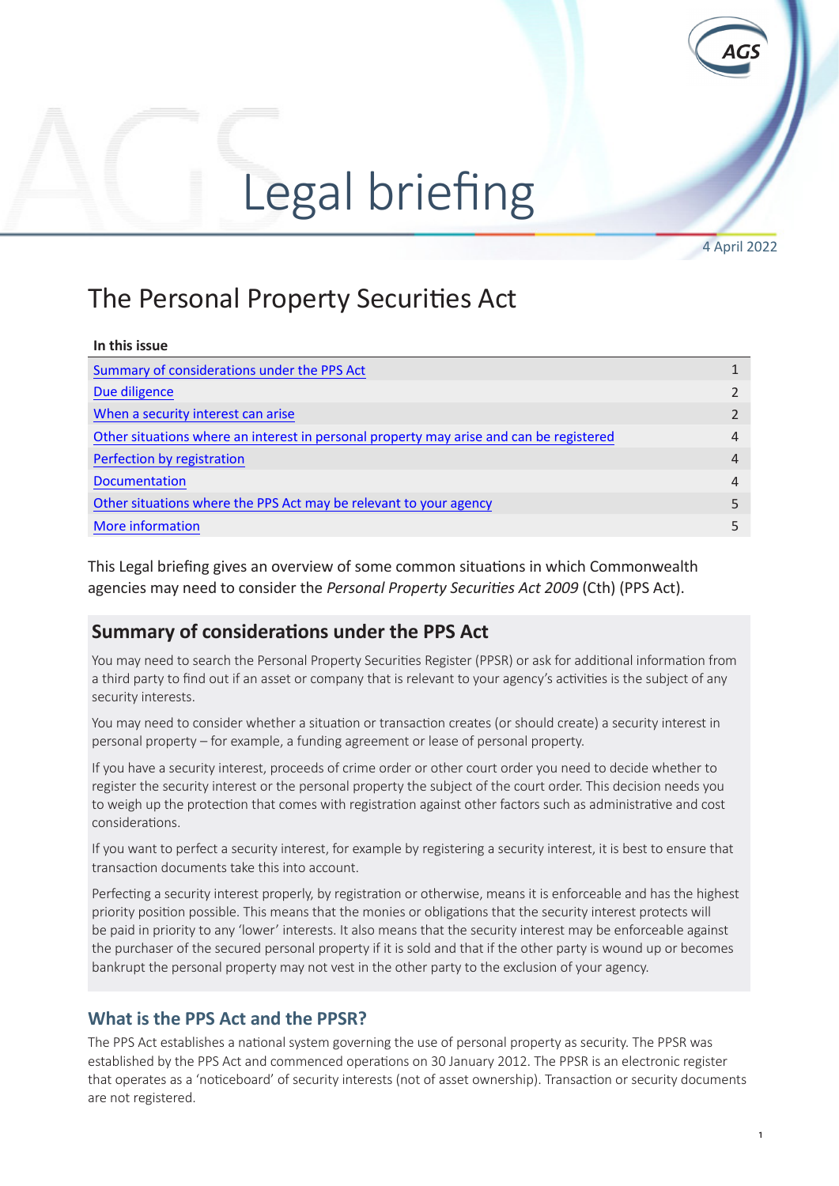# Legal briefing

4 April 2022

## The Personal Property Securities Act

**In this issue**

| | |
|---|---|
| Summary of considerations under the PPS Act | 1 |
| Due diligence | 2 |
| When a security interest can arise | 2 |
| Other situations where an interest in personal property may arise and can be registered | 4 |
| Perfection by registration | 4 |
| Documentation | 4 |
| Other situations where the PPS Act may be relevant to your agency | 5 |
| More information | 5 |

This Legal briefing gives an overview of some common situations in which Commonwealth agencies may need to consider the *Personal Property Securities Act 2009* (Cth) (PPS Act).

### Summary of considerations under the PPS Act

You may need to search the Personal Property Securities Register (PPSR) or ask for additional information from a third party to find out if an asset or company that is relevant to your agency's activities is the subject of any security interests.

You may need to consider whether a situation or transaction creates (or should create) a security interest in personal property – for example, a funding agreement or lease of personal property.

If you have a security interest, proceeds of crime order or other court order you need to decide whether to register the security interest or the personal property the subject of the court order. This decision needs you to weigh up the protection that comes with registration against other factors such as administrative and cost considerations.

If you want to perfect a security interest, for example by registering a security interest, it is best to ensure that transaction documents take this into account.

Perfecting a security interest properly, by registration or otherwise, means it is enforceable and has the highest priority position possible. This means that the monies or obligations that the security interest protects will be paid in priority to any 'lower' interests. It also means that the security interest may be enforceable against the purchaser of the secured personal property if it is sold and that if the other party is wound up or becomes bankrupt the personal property may not vest in the other party to the exclusion of your agency.

### What is the PPS Act and the PPSR?

The PPS Act establishes a national system governing the use of personal property as security. The PPSR was established by the PPS Act and commenced operations on 30 January 2012. The PPSR is an electronic register that operates as a 'noticeboard' of security interests (not of asset ownership). Transaction or security documents are not registered.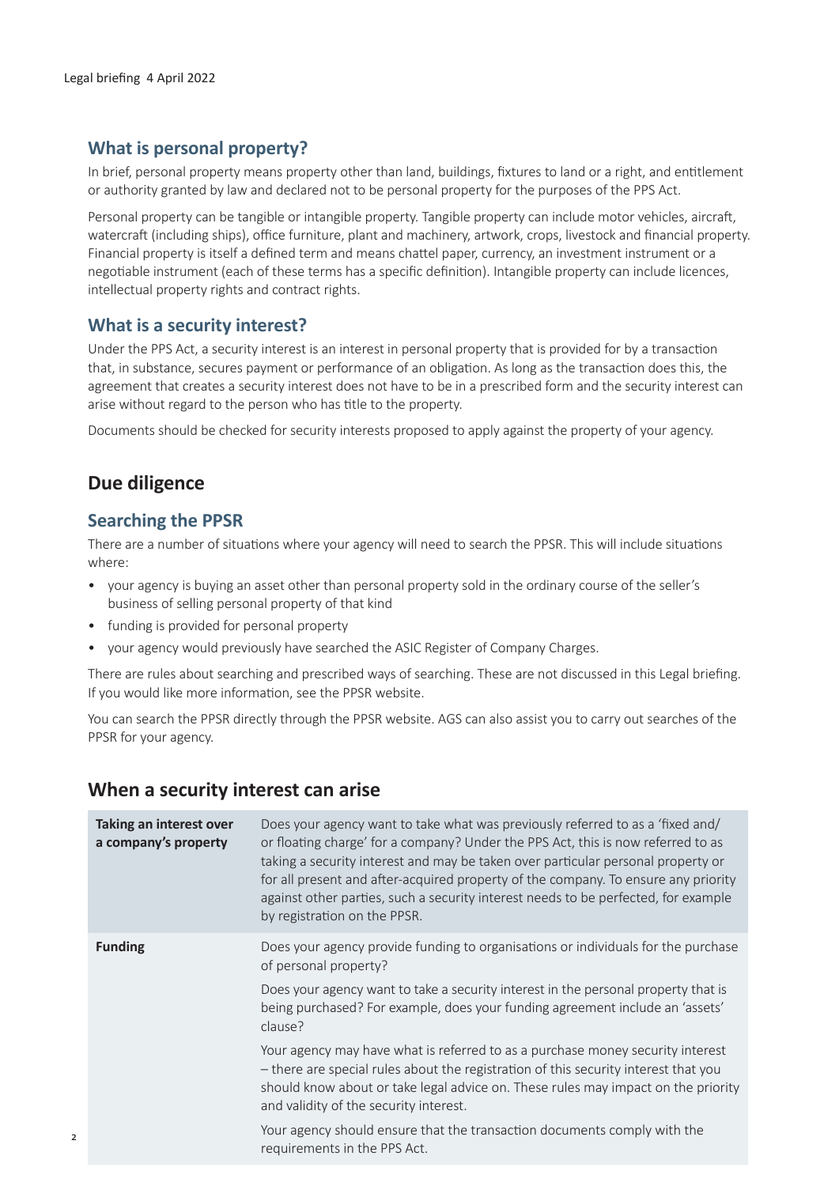### What is personal property?

In brief, personal property means property other than land, buildings, fixtures to land or a right, and entitlement or authority granted by law and declared not to be personal property for the purposes of the PPS Act.

Personal property can be tangible or intangible property. Tangible property can include motor vehicles, aircraft, watercraft (including ships), office furniture, plant and machinery, artwork, crops, livestock and financial property. Financial property is itself a defined term and means chattel paper, currency, an investment instrument or a negotiable instrument (each of these terms has a specific definition). Intangible property can include licences, intellectual property rights and contract rights.

### What is a security interest?

Under the PPS Act, a security interest is an interest in personal property that is provided for by a transaction that, in substance, secures payment or performance of an obligation. As long as the transaction does this, the agreement that creates a security interest does not have to be in a prescribed form and the security interest can arise without regard to the person who has title to the property.

Documents should be checked for security interests proposed to apply against the property of your agency.

## Due diligence

### Searching the PPSR

There are a number of situations where your agency will need to search the PPSR. This will include situations where:

- your agency is buying an asset other than personal property sold in the ordinary course of the seller's business of selling personal property of that kind
- funding is provided for personal property
- your agency would previously have searched the ASIC Register of Company Charges.

There are rules about searching and prescribed ways of searching. These are not discussed in this Legal briefing. If you would like more information, see the PPSR website.

You can search the PPSR directly through the PPSR website. AGS can also assist you to carry out searches of the PPSR for your agency.

## When a security interest can arise

| | |
|---|---|
| **Taking an interest over a company's property** | Does your agency want to take what was previously referred to as a 'fixed and/or floating charge' for a company? Under the PPS Act, this is now referred to as taking a security interest and may be taken over particular personal property or for all present and after-acquired property of the company. To ensure any priority against other parties, such a security interest needs to be perfected, for example by registration on the PPSR. |
| **Funding** | Does your agency provide funding to organisations or individuals for the purchase of personal property?<br><br>Does your agency want to take a security interest in the personal property that is being purchased? For example, does your funding agreement include an 'assets' clause?<br><br>Your agency may have what is referred to as a purchase money security interest – there are special rules about the registration of this security interest that you should know about or take legal advice on. These rules may impact on the priority and validity of the security interest.<br><br>Your agency should ensure that the transaction documents comply with the requirements in the PPS Act. |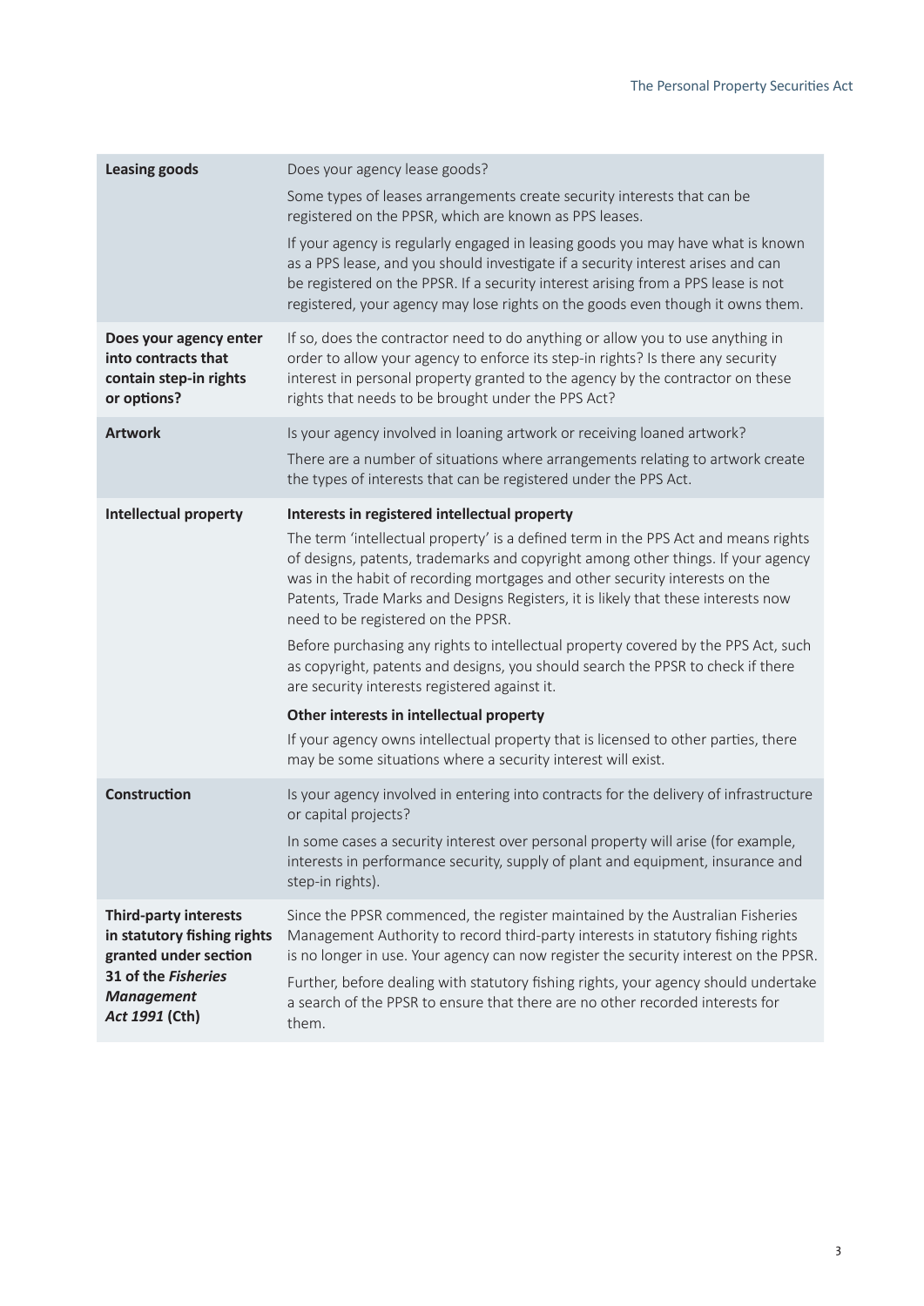| | |
|---|---|
| **Leasing goods** | Does your agency lease goods?<br><br>Some types of leases arrangements create security interests that can be registered on the PPSR, which are known as PPS leases.<br><br>If your agency is regularly engaged in leasing goods you may have what is known as a PPS lease, and you should investigate if a security interest arises and can be registered on the PPSR. If a security interest arising from a PPS lease is not registered, your agency may lose rights on the goods even though it owns them. |
| **Does your agency enter into contracts that contain step-in rights or options?** | If so, does the contractor need to do anything or allow you to use anything in order to allow your agency to enforce its step-in rights? Is there any security interest in personal property granted to the agency by the contractor on these rights that needs to be brought under the PPS Act? |
| **Artwork** | Is your agency involved in loaning artwork or receiving loaned artwork?<br><br>There are a number of situations where arrangements relating to artwork create the types of interests that can be registered under the PPS Act. |
| **Intellectual property** | **Interests in registered intellectual property**<br><br>The term 'intellectual property' is a defined term in the PPS Act and means rights of designs, patents, trademarks and copyright among other things. If your agency was in the habit of recording mortgages and other security interests on the Patents, Trade Marks and Designs Registers, it is likely that these interests now need to be registered on the PPSR.<br><br>Before purchasing any rights to intellectual property covered by the PPS Act, such as copyright, patents and designs, you should search the PPSR to check if there are security interests registered against it.<br><br>**Other interests in intellectual property**<br><br>If your agency owns intellectual property that is licensed to other parties, there may be some situations where a security interest will exist. |
| **Construction** | Is your agency involved in entering into contracts for the delivery of infrastructure or capital projects?<br><br>In some cases a security interest over personal property will arise (for example, interests in performance security, supply of plant and equipment, insurance and step-in rights). |
| **Third-party interests in statutory fishing rights granted under section 31 of the *Fisheries Management Act 1991* (Cth)** | Since the PPSR commenced, the register maintained by the Australian Fisheries Management Authority to record third-party interests in statutory fishing rights is no longer in use. Your agency can now register the security interest on the PPSR.<br><br>Further, before dealing with statutory fishing rights, your agency should undertake a search of the PPSR to ensure that there are no other recorded interests for them. |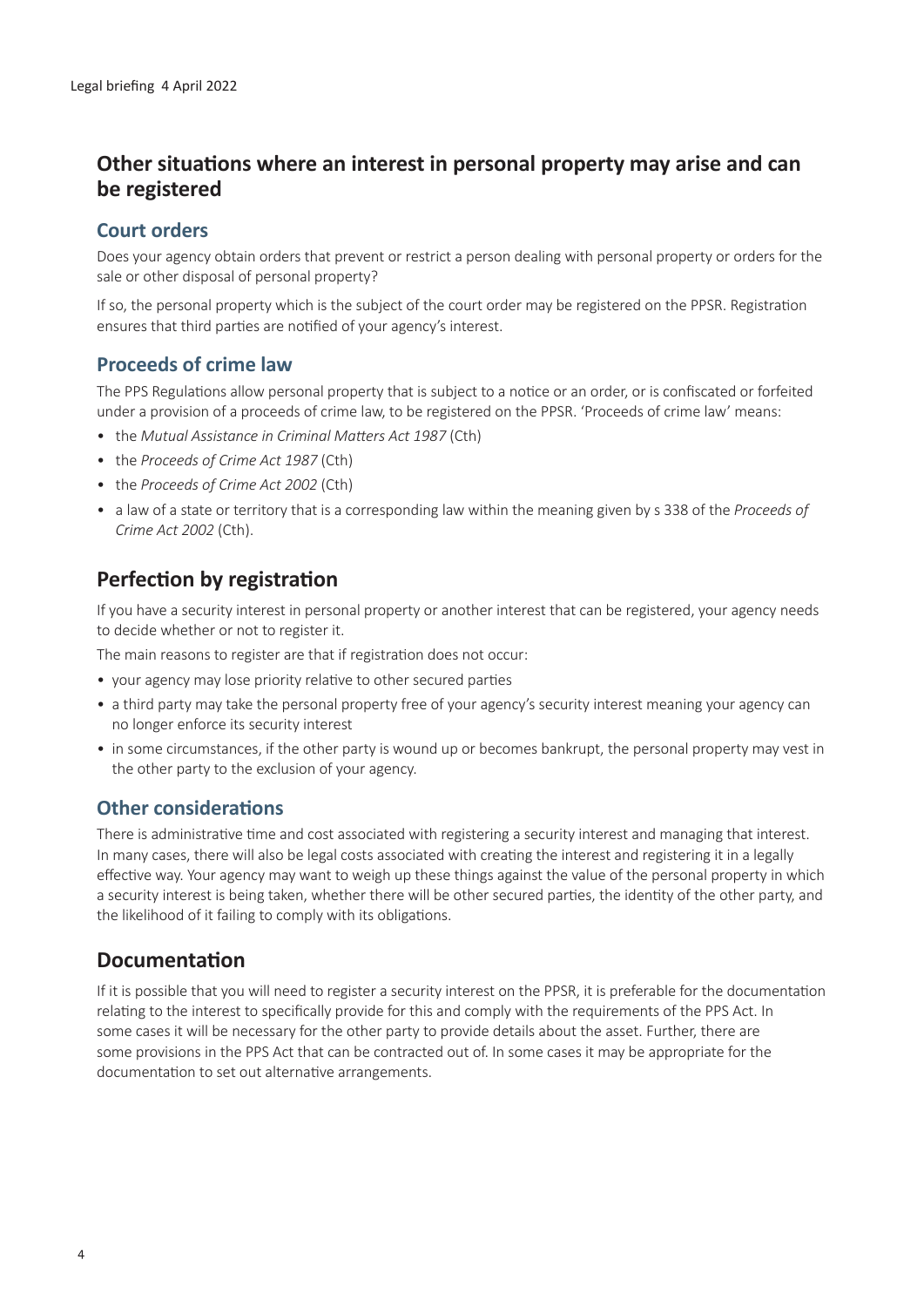## Other situations where an interest in personal property may arise and can be registered

### Court orders

Does your agency obtain orders that prevent or restrict a person dealing with personal property or orders for the sale or other disposal of personal property?

If so, the personal property which is the subject of the court order may be registered on the PPSR. Registration ensures that third parties are notified of your agency's interest.

### Proceeds of crime law

The PPS Regulations allow personal property that is subject to a notice or an order, or is confiscated or forfeited under a provision of a proceeds of crime law, to be registered on the PPSR. 'Proceeds of crime law' means:

- the *Mutual Assistance in Criminal Matters Act 1987* (Cth)
- the *Proceeds of Crime Act 1987* (Cth)
- the *Proceeds of Crime Act 2002* (Cth)
- a law of a state or territory that is a corresponding law within the meaning given by s 338 of the *Proceeds of Crime Act 2002* (Cth).

## Perfection by registration

If you have a security interest in personal property or another interest that can be registered, your agency needs to decide whether or not to register it.

The main reasons to register are that if registration does not occur:

- your agency may lose priority relative to other secured parties
- a third party may take the personal property free of your agency's security interest meaning your agency can no longer enforce its security interest
- in some circumstances, if the other party is wound up or becomes bankrupt, the personal property may vest in the other party to the exclusion of your agency.

### Other considerations

There is administrative time and cost associated with registering a security interest and managing that interest. In many cases, there will also be legal costs associated with creating the interest and registering it in a legally effective way. Your agency may want to weigh up these things against the value of the personal property in which a security interest is being taken, whether there will be other secured parties, the identity of the other party, and the likelihood of it failing to comply with its obligations.

## Documentation

If it is possible that you will need to register a security interest on the PPSR, it is preferable for the documentation relating to the interest to specifically provide for this and comply with the requirements of the PPS Act. In some cases it will be necessary for the other party to provide details about the asset. Further, there are some provisions in the PPS Act that can be contracted out of. In some cases it may be appropriate for the documentation to set out alternative arrangements.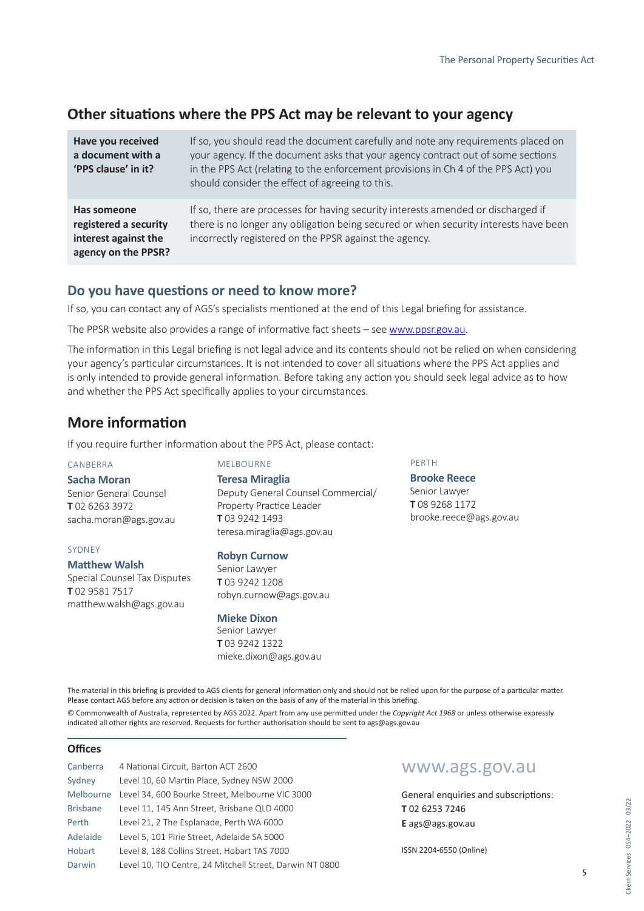## Other situations where the PPS Act may be relevant to your agency

| | |
|---|---|
| **Have you received a document with a 'PPS clause' in it?** | If so, you should read the document carefully and note any requirements placed on your agency. If the document asks that your agency contract out of some sections in the PPS Act (relating to the enforcement provisions in Ch 4 of the PPS Act) you should consider the effect of agreeing to this. |
| **Has someone registered a security interest against the agency on the PPSR?** | If so, there are processes for having security interests amended or discharged if there is no longer any obligation being secured or when security interests have been incorrectly registered on the PPSR against the agency. |

### Do you have questions or need to know more?

If so, you can contact any of AGS's specialists mentioned at the end of this Legal briefing for assistance.

The PPSR website also provides a range of informative fact sheets – see www.ppsr.gov.au.

The information in this Legal briefing is not legal advice and its contents should not be relied on when considering your agency's particular circumstances. It is not intended to cover all situations where the PPS Act applies and is only intended to provide general information. Before taking any action you should seek legal advice as to how and whether the PPS Act specifically applies to your circumstances.

## More information

If you require further information about the PPS Act, please contact:

CANBERRA

**Sacha Moran**
Senior General Counsel
**T** 02 6263 3972
sacha.moran@ags.gov.au

SYDNEY

**Matthew Walsh**
Special Counsel Tax Disputes
**T** 02 9581 7517
matthew.walsh@ags.gov.au

MELBOURNE

**Teresa Miraglia**
Deputy General Counsel Commercial/Property Practice Leader
**T** 03 9242 1493
teresa.miraglia@ags.gov.au

**Robyn Curnow**
Senior Lawyer
**T** 03 9242 1208
robyn.curnow@ags.gov.au

**Mieke Dixon**
Senior Lawyer
**T** 03 9242 1322
mieke.dixon@ags.gov.au

PERTH

**Brooke Reece**
Senior Lawyer
**T** 08 9268 1172
brooke.reece@ags.gov.au

The material in this briefing is provided to AGS clients for general information only and should not be relied upon for the purpose of a particular matter. Please contact AGS before any action or decision is taken on the basis of any of the material in this briefing.

© Commonwealth of Australia, represented by AGS 2022. Apart from any use permitted under the *Copyright Act 1968* or unless otherwise expressly indicated all other rights are reserved. Requests for further authorisation should be sent to ags@ags.gov.au

### Offices

| | |
|---|---|
| Canberra | 4 National Circuit, Barton ACT 2600 |
| Sydney | Level 10, 60 Martin Place, Sydney NSW 2000 |
| Melbourne | Level 34, 600 Bourke Street, Melbourne VIC 3000 |
| Brisbane | Level 11, 145 Ann Street, Brisbane QLD 4000 |
| Perth | Level 21, 2 The Esplanade, Perth WA 6000 |
| Adelaide | Level 5, 101 Pirie Street, Adelaide SA 5000 |
| Hobart | Level 8, 188 Collins Street, Hobart TAS 7000 |
| Darwin | Level 10, TIO Centre, 24 Mitchell Street, Darwin NT 0800 |

www.ags.gov.au

General enquiries and subscriptions:
**T** 02 6253 7246
**E** ags@ags.gov.au

ISSN 2204-6550 (Online)

Client Services 054–2022 03/22